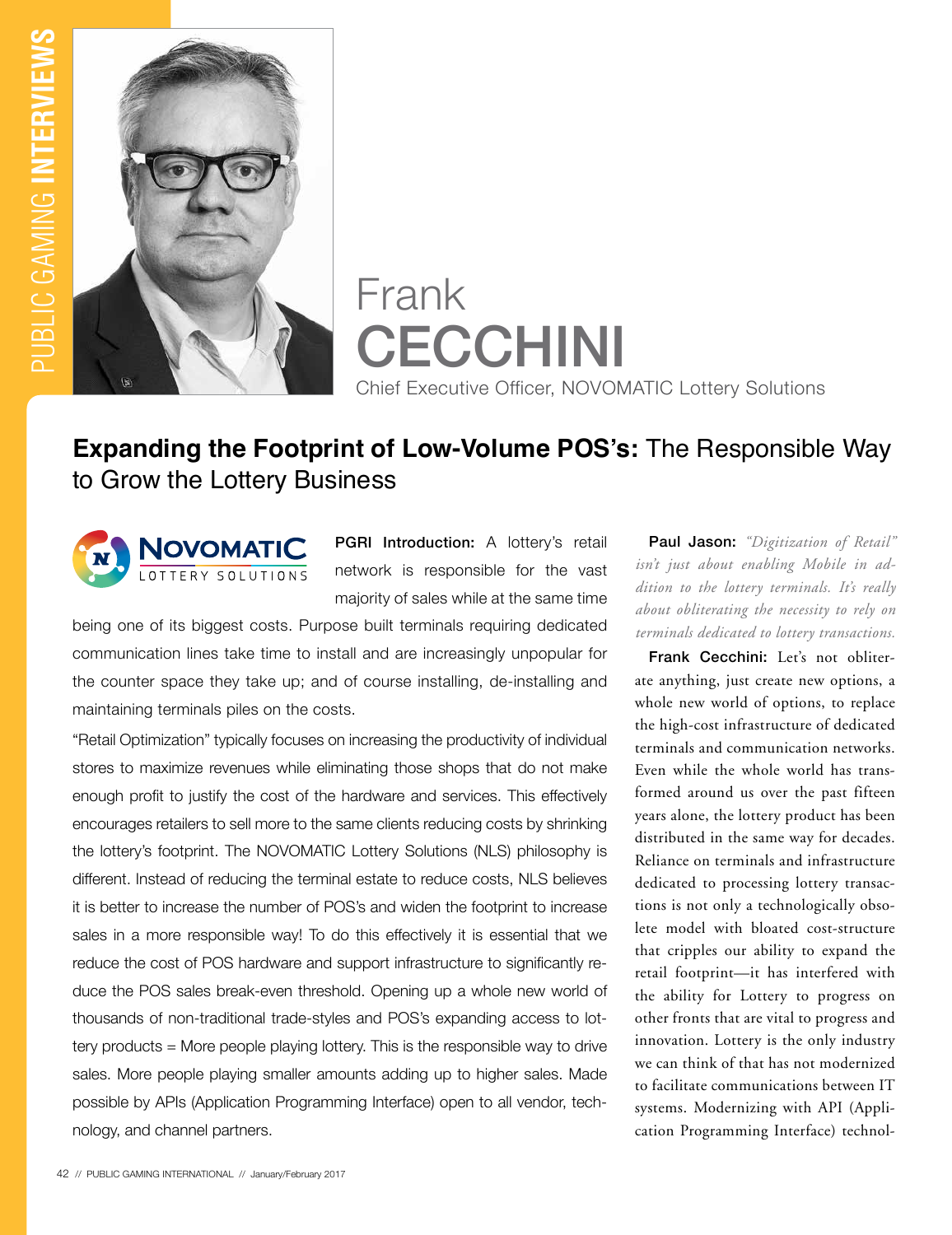# Frank CECCHINI

Chief Executive Officer, NOVOMATIC Lottery Solutions

## **Expanding the Footprint of Low-Volume POS's:** The Responsible Way to Grow the Lottery Business

**PGRI Introduction:** A lottery's retail network is responsible for the vast majority of sales while at the same time being one of its biggest costs. Purpose built terminals requiring dedicated communication lines take time to install and are increasingly unpopular for the counter space they take up; and of course installing, de-installing and maintaining terminals piles on the costs.

"Retail Optimization" typically focuses on increasing the productivity of individual stores to maximize revenues while eliminating those shops that do not make enough profit to justify the cost of the hardware and services. This effectively encourages retailers to sell more to the same clients reducing costs by shrinking the lottery's footprint. The NOVOMATIC Lottery Solutions (NLS) philosophy is different. Instead of reducing the terminal estate to reduce costs, NLS believes it is better to increase the number of POS's and widen the footprint to increase sales in a more responsible way! To do this effectively it is essential that we reduce the cost of POS hardware and support infrastructure to significantly reduce the POS sales break-even threshold. Opening up a whole new world of thousands of non-traditional trade-styles and POS's expanding access to lottery products = More people playing lottery. This is the responsible way to drive sales. More people playing smaller amounts adding up to higher sales. Made possible by APIs (Application Programming Interface) open to all vendor, technology, and channel partners.

**Paul Jason:** *"Digitization of Retail" isn't just about enabling Mobile in addition to the lottery terminals. It's really about obliterating the necessity to rely on terminals dedicated to lottery transactions.*

**Frank Cecchini:** Let's not obliterate anything, just create new options, a whole new world of options, to replace the high-cost infrastructure of dedicated terminals and communication networks. Even while the whole world has transformed around us over the past fifteen years alone, the lottery product has been distributed in the same way for decades. Reliance on terminals and infrastructure dedicated to processing lottery transactions is not only a technologically obsolete model with bloated cost-structure that cripples our ability to expand the retail footprint—it has interfered with the ability for Lottery to progress on other fronts that are vital to progress and innovation. Lottery is the only industry we can think of that has not modernized to facilitate communications between IT systems. Modernizing with API (Application Programming Interface) technol-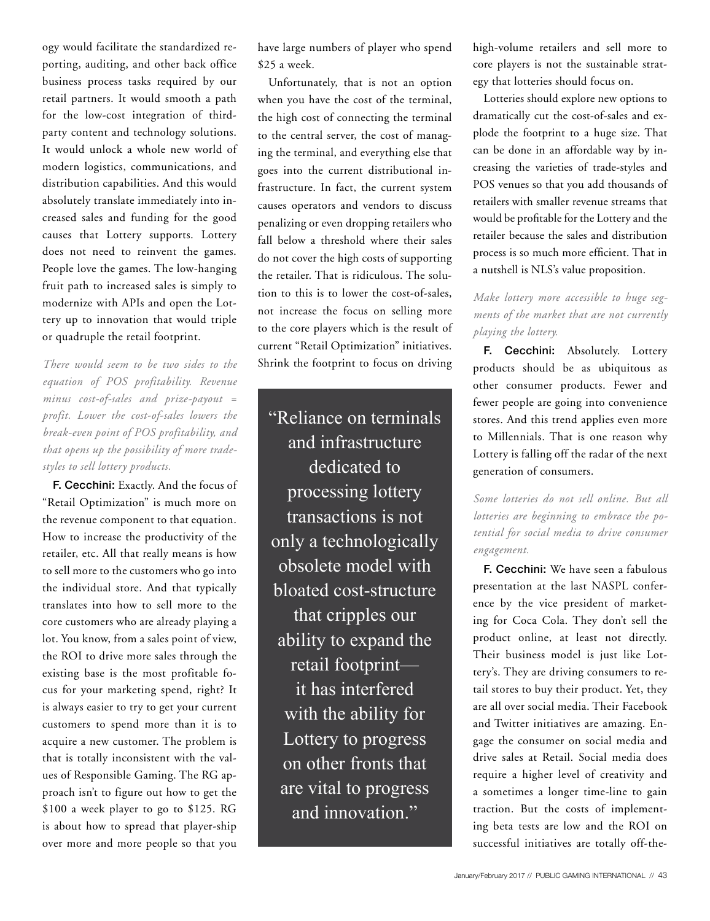ogy would facilitate the standardized reporting, auditing, and other back office business process tasks required by our retail partners. It would smooth a path for the low-cost integration of third-party content and technology solutions. It would unlock a whole new world of modern logistics, communications, and distribution capabilities. And this would absolutely translate immediately into increased sales and funding for the good causes that Lottery supports. Lottery does not need to reinvent the games. People love the games. The low-hanging fruit path to increased sales is simply to modernize with APIs and open the Lottery up to innovation that would triple or quadruple the retail footprint.

*There would seem to be two sides to the equation of POS profitability. Revenue minus cost-of-sales and prize-payout = profit. Lower the cost-of-sales lowers the break-even point of POS profitability, and that opens up the possibility of more trade-styles to sell lottery products.*

**F. Cecchini:** Exactly. And the focus of "Retail Optimization" is much more on the revenue component to that equation. How to increase the productivity of the retailer, etc. All that really means is how to sell more to the customers who go into the individual store. And that typically translates into how to sell more to the core customers who are already playing a lot. You know, from a sales point of view, the ROI to drive more sales through the existing base is the most profitable focus for your marketing spend, right? It is always easier to try to get your current customers to spend more than it is to acquire a new customer. The problem is that is totally inconsistent with the values of Responsible Gaming. The RG approach isn't to figure out how to get the $100 a week player to go to $125. RG is about how to spread that player-ship over more and more people so that you have large numbers of player who spend $25 a week.

Unfortunately, that is not an option when you have the cost of the terminal, the high cost of connecting the terminal to the central server, the cost of managing the terminal, and everything else that goes into the current distributional infrastructure. In fact, the current system causes operators and vendors to discuss penalizing or even dropping retailers who fall below a threshold where their sales do not cover the high costs of supporting the retailer. That is ridiculous. The solution to this is to lower the cost-of-sales, not increase the focus on selling more to the core players which is the result of current "Retail Optimization" initiatives. Shrink the footprint to focus on driving high-volume retailers and sell more to core players is not the sustainable strategy that lotteries should focus on.

> "Reliance on terminals and infrastructure dedicated to processing lottery transactions is not only a technologically obsolete model with bloated cost-structure that cripples our ability to expand the retail footprint—it has interfered with the ability for Lottery to progress on other fronts that are vital to progress and innovation."

Lotteries should explore new options to dramatically cut the cost-of-sales and explode the footprint to a huge size. That can be done in an affordable way by increasing the varieties of trade-styles and POS venues so that you add thousands of retailers with smaller revenue streams that would be profitable for the Lottery and the retailer because the sales and distribution process is so much more efficient. That in a nutshell is NLS's value proposition.

*Make lottery more accessible to huge segments of the market that are not currently playing the lottery.*

**F. Cecchini:** Absolutely. Lottery products should be as ubiquitous as other consumer products. Fewer and fewer people are going into convenience stores. And this trend applies even more to Millennials. That is one reason why Lottery is falling off the radar of the next generation of consumers.

*Some lotteries do not sell online. But all lotteries are beginning to embrace the potential for social media to drive consumer engagement.*

**F. Cecchini:** We have seen a fabulous presentation at the last NASPL conference by the vice president of marketing for Coca Cola. They don't sell the product online, at least not directly. Their business model is just like Lottery's. They are driving consumers to retail stores to buy their product. Yet, they are all over social media. Their Facebook and Twitter initiatives are amazing. Engage the consumer on social media and drive sales at Retail. Social media does require a higher level of creativity and a sometimes a longer time-line to gain traction. But the costs of implementing beta tests are low and the ROI on successful initiatives are totally off-the-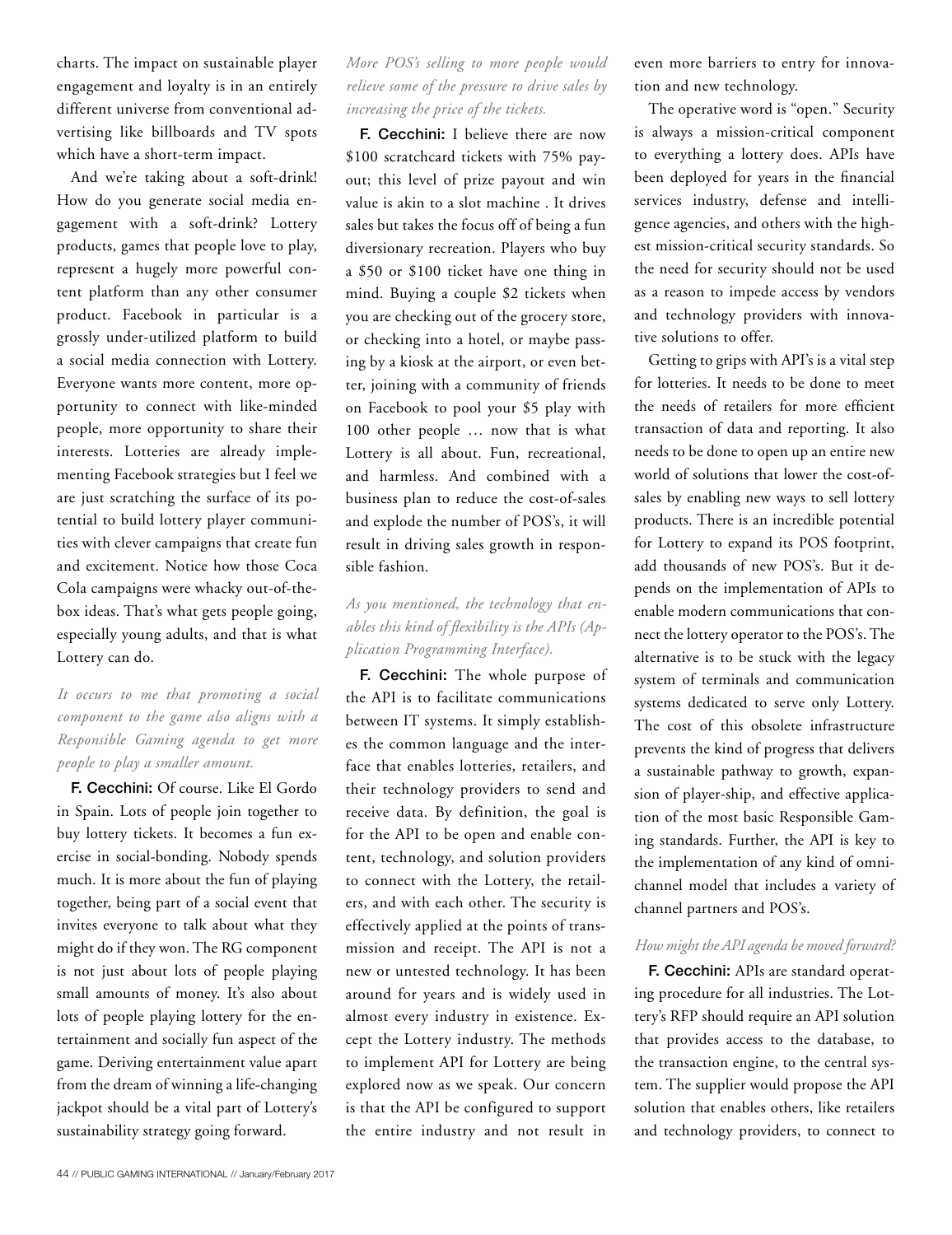charts. The impact on sustainable player engagement and loyalty is in an entirely different universe from conventional advertising like billboards and TV spots which have a short-term impact.

And we're taking about a soft-drink! How do you generate social media engagement with a soft-drink? Lottery products, games that people love to play, represent a hugely more powerful content platform than any other consumer product. Facebook in particular is a grossly under-utilized platform to build a social media connection with Lottery. Everyone wants more content, more opportunity to connect with like-minded people, more opportunity to share their interests. Lotteries are already implementing Facebook strategies but I feel we are just scratching the surface of its potential to build lottery player communities with clever campaigns that create fun and excitement. Notice how those Coca Cola campaigns were whacky out-of-the-box ideas. That's what gets people going, especially young adults, and that is what Lottery can do.

*It occurs to me that promoting a social component to the game also aligns with a Responsible Gaming agenda to get more people to play a smaller amount.*

**F. Cecchini:** Of course. Like El Gordo in Spain. Lots of people join together to buy lottery tickets. It becomes a fun exercise in social-bonding. Nobody spends much. It is more about the fun of playing together, being part of a social event that invites everyone to talk about what they might do if they won. The RG component is not just about lots of people playing small amounts of money. It's also about lots of people playing lottery for the entertainment and socially fun aspect of the game. Deriving entertainment value apart from the dream of winning a life-changing jackpot should be a vital part of Lottery's sustainability strategy going forward.

*More POS's selling to more people would relieve some of the pressure to drive sales by increasing the price of the tickets.*

**F. Cecchini:** I believe there are now \$100 scratchcard tickets with 75% payout; this level of prize payout and win value is akin to a slot machine . It drives sales but takes the focus off of being a fun diversionary recreation. Players who buy a \$50 or \$100 ticket have one thing in mind. Buying a couple \$2 tickets when you are checking out of the grocery store, or checking into a hotel, or maybe passing by a kiosk at the airport, or even better, joining with a community of friends on Facebook to pool your \$5 play with 100 other people … now that is what Lottery is all about. Fun, recreational, and harmless. And combined with a business plan to reduce the cost-of-sales and explode the number of POS's, it will result in driving sales growth in responsible fashion.

*As you mentioned, the technology that enables this kind of flexibility is the APIs (Application Programming Interface).*

**F. Cecchini:** The whole purpose of the API is to facilitate communications between IT systems. It simply establishes the common language and the interface that enables lotteries, retailers, and their technology providers to send and receive data. By definition, the goal is for the API to be open and enable content, technology, and solution providers to connect with the Lottery, the retailers, and with each other. The security is effectively applied at the points of transmission and receipt. The API is not a new or untested technology. It has been around for years and is widely used in almost every industry in existence. Except the Lottery industry. The methods to implement API for Lottery are being explored now as we speak. Our concern is that the API be configured to support the entire industry and not result in even more barriers to entry for innovation and new technology.

The operative word is "open." Security is always a mission-critical component to everything a lottery does. APIs have been deployed for years in the financial services industry, defense and intelligence agencies, and others with the highest mission-critical security standards. So the need for security should not be used as a reason to impede access by vendors and technology providers with innovative solutions to offer.

Getting to grips with API's is a vital step for lotteries. It needs to be done to meet the needs of retailers for more efficient transaction of data and reporting. It also needs to be done to open up an entire new world of solutions that lower the cost-of-sales by enabling new ways to sell lottery products. There is an incredible potential for Lottery to expand its POS footprint, add thousands of new POS's. But it depends on the implementation of APIs to enable modern communications that connect the lottery operator to the POS's. The alternative is to be stuck with the legacy system of terminals and communication systems dedicated to serve only Lottery. The cost of this obsolete infrastructure prevents the kind of progress that delivers a sustainable pathway to growth, expansion of player-ship, and effective application of the most basic Responsible Gaming standards. Further, the API is key to the implementation of any kind of omnichannel model that includes a variety of channel partners and POS's.

*How might the API agenda be moved forward?*

**F. Cecchini:** APIs are standard operating procedure for all industries. The Lottery's RFP should require an API solution that provides access to the database, to the transaction engine, to the central system. The supplier would propose the API solution that enables others, like retailers and technology providers, to connect to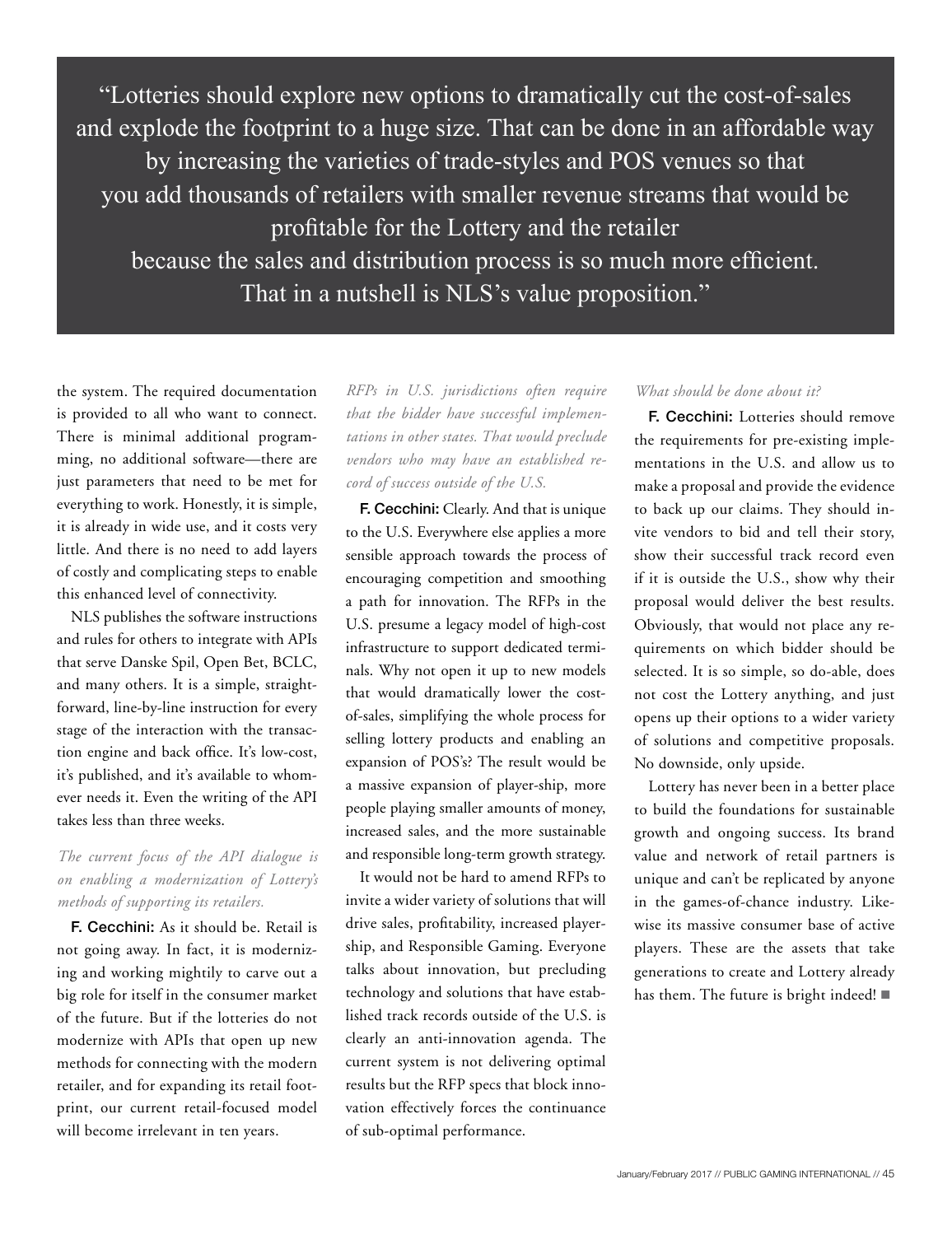> "Lotteries should explore new options to dramatically cut the cost-of-sales and explode the footprint to a huge size. That can be done in an affordable way by increasing the varieties of trade-styles and POS venues so that you add thousands of retailers with smaller revenue streams that would be profitable for the Lottery and the retailer because the sales and distribution process is so much more efficient. That in a nutshell is NLS's value proposition."

the system. The required documentation is provided to all who want to connect. There is minimal additional programming, no additional software—there are just parameters that need to be met for everything to work. Honestly, it is simple, it is already in wide use, and it costs very little. And there is no need to add layers of costly and complicating steps to enable this enhanced level of connectivity.

NLS publishes the software instructions and rules for others to integrate with APIs that serve Danske Spil, Open Bet, BCLC, and many others. It is a simple, straightforward, line-by-line instruction for every stage of the interaction with the transaction engine and back office. It's low-cost, it's published, and it's available to whomever needs it. Even the writing of the API takes less than three weeks.

*The current focus of the API dialogue is on enabling a modernization of Lottery's methods of supporting its retailers.*

**F. Cecchini:** As it should be. Retail is not going away. In fact, it is modernizing and working mightily to carve out a big role for itself in the consumer market of the future. But if the lotteries do not modernize with APIs that open up new methods for connecting with the modern retailer, and for expanding its retail footprint, our current retail-focused model will become irrelevant in ten years.

*RFPs in U.S. jurisdictions often require that the bidder have successful implementations in other states. That would preclude vendors who may have an established record of success outside of the U.S.*

**F. Cecchini:** Clearly. And that is unique to the U.S. Everywhere else applies a more sensible approach towards the process of encouraging competition and smoothing a path for innovation. The RFPs in the U.S. presume a legacy model of high-cost infrastructure to support dedicated terminals. Why not open it up to new models that would dramatically lower the cost-of-sales, simplifying the whole process for selling lottery products and enabling an expansion of POS's? The result would be a massive expansion of player-ship, more people playing smaller amounts of money, increased sales, and the more sustainable and responsible long-term growth strategy.

It would not be hard to amend RFPs to invite a wider variety of solutions that will drive sales, profitability, increased player-ship, and Responsible Gaming. Everyone talks about innovation, but precluding technology and solutions that have established track records outside of the U.S. is clearly an anti-innovation agenda. The current system is not delivering optimal results but the RFP specs that block innovation effectively forces the continuance of sub-optimal performance.

*What should be done about it?*

**F. Cecchini:** Lotteries should remove the requirements for pre-existing implementations in the U.S. and allow us to make a proposal and provide the evidence to back up our claims. They should invite vendors to bid and tell their story, show their successful track record even if it is outside the U.S., show why their proposal would deliver the best results. Obviously, that would not place any requirements on which bidder should be selected. It is so simple, so do-able, does not cost the Lottery anything, and just opens up their options to a wider variety of solutions and competitive proposals. No downside, only upside.

Lottery has never been in a better place to build the foundations for sustainable growth and ongoing success. Its brand value and network of retail partners is unique and can't be replicated by anyone in the games-of-chance industry. Likewise its massive consumer base of active players. These are the assets that take generations to create and Lottery already has them. The future is bright indeed! ■